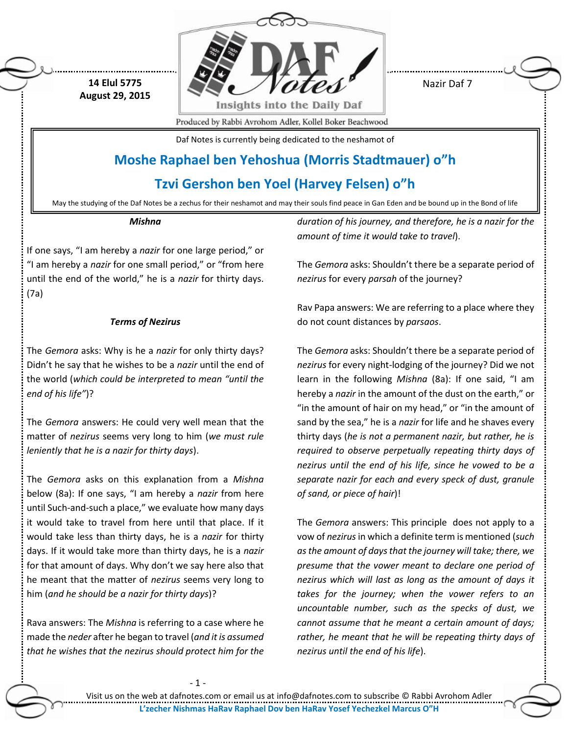14 Elul 5775
August 29, 2015

Nazir Daf 7

Daf Notes is currently being dedicated to the neshamot of

## Moshe Raphael ben Yehoshua (Morris Stadtmauer) o"h

## Tzvi Gershon ben Yoel (Harvey Felsen) o"h

May the studying of the Daf Notes be a zechus for their neshamot and may their souls find peace in Gan Eden and be bound up in the Bond of life

***Mishna***

If one says, "I am hereby a *nazir* for one large period," or "I am hereby a *nazir* for one small period," or "from here until the end of the world," he is a *nazir* for thirty days. (7a)

***Terms of Nezirus***

The *Gemora* asks: Why is he a *nazir* for only thirty days? Didn't he say that he wishes to be a *nazir* until the end of the world (*which could be interpreted to mean "until the end of his life"*)?

The *Gemora* answers: He could very well mean that the matter of *nezirus* seems very long to him (*we must rule leniently that he is a nazir for thirty days*).

The *Gemora* asks on this explanation from a *Mishna* below (8a): If one says, "I am hereby a *nazir* from here until Such-and-such a place," we evaluate how many days it would take to travel from here until that place. If it would take less than thirty days, he is a *nazir* for thirty days. If it would take more than thirty days, he is a *nazir* for that amount of days. Why don't we say here also that he meant that the matter of *nezirus* seems very long to him (*and he should be a nazir for thirty days*)?

Rava answers: The *Mishna* is referring to a case where he made the *neder* after he began to travel (*and it is assumed that he wishes that the nezirus should protect him for the duration of his journey, and therefore, he is a nazir for the amount of time it would take to travel*).

The *Gemora* asks: Shouldn't there be a separate period of *nezirus* for every *parsah* of the journey?

Rav Papa answers: We are referring to a place where they do not count distances by *parsaos*.

The *Gemora* asks: Shouldn't there be a separate period of *nezirus* for every night-lodging of the journey? Did we not learn in the following *Mishna* (8a): If one said, "I am hereby a *nazir* in the amount of the dust on the earth," or "in the amount of hair on my head," or "in the amount of sand by the sea," he is a *nazir* for life and he shaves every thirty days (*he is not a permanent nazir, but rather, he is required to observe perpetually repeating thirty days of nezirus until the end of his life, since he vowed to be a separate nazir for each and every speck of dust, granule of sand, or piece of hair*)!

The *Gemora* answers: This principle does not apply to a vow of *nezirus* in which a definite term is mentioned (*such as the amount of days that the journey will take; there, we presume that the vower meant to declare one period of nezirus which will last as long as the amount of days it takes for the journey; when the vower refers to an uncountable number, such as the specks of dust, we cannot assume that he meant a certain amount of days; rather, he meant that he will be repeating thirty days of nezirus until the end of his life*).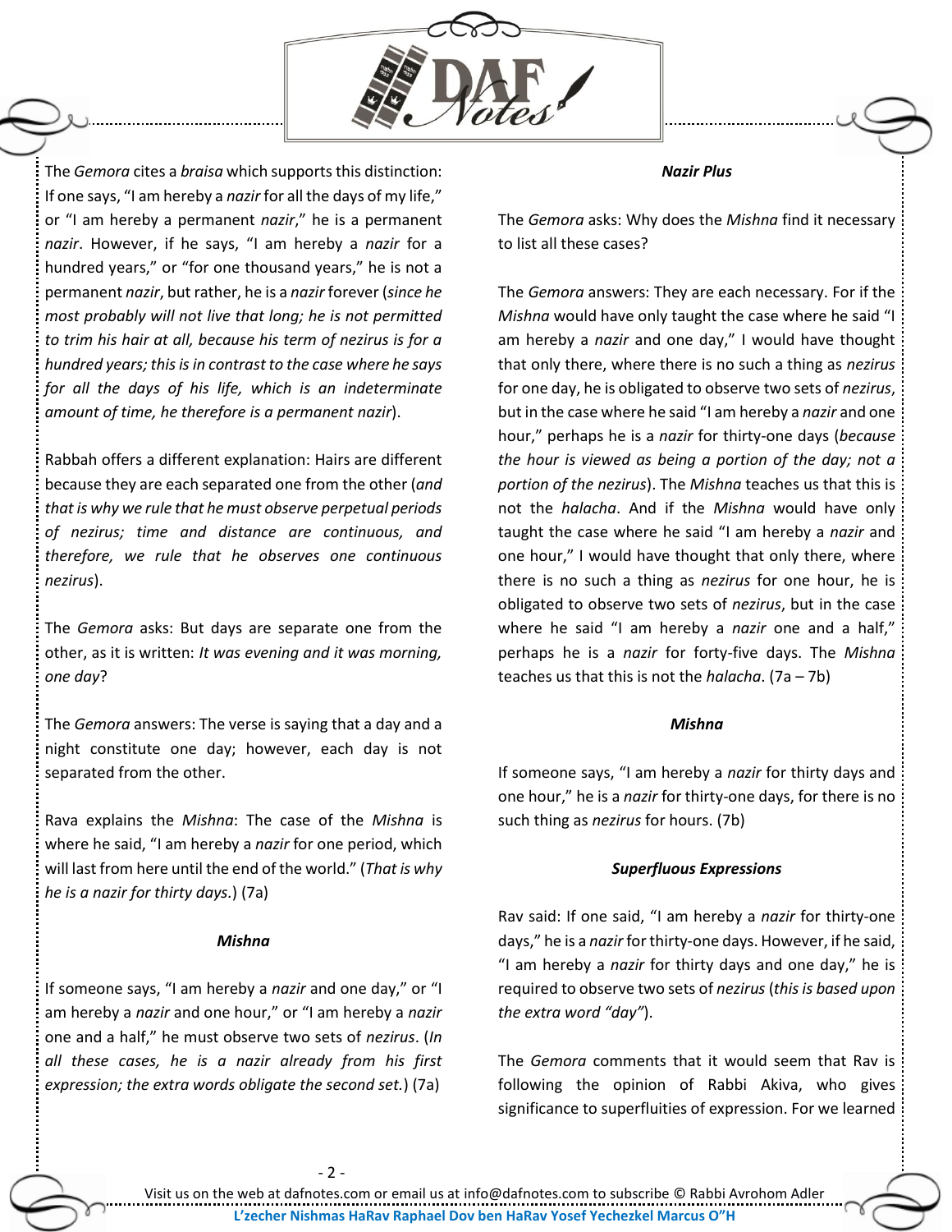The *Gemora* cites a *braisa* which supports this distinction: If one says, "I am hereby a *nazir* for all the days of my life," or "I am hereby a permanent *nazir*," he is a permanent *nazir*. However, if he says, "I am hereby a *nazir* for a hundred years," or "for one thousand years," he is not a permanent *nazir*, but rather, he is a *nazir* forever (*since he most probably will not live that long; he is not permitted to trim his hair at all, because his term of nezirus is for a hundred years; this is in contrast to the case where he says for all the days of his life, which is an indeterminate amount of time, he therefore is a permanent nazir*).

Rabbah offers a different explanation: Hairs are different because they are each separated one from the other (*and that is why we rule that he must observe perpetual periods of nezirus; time and distance are continuous, and therefore, we rule that he observes one continuous nezirus*).

The *Gemora* asks: But days are separate one from the other, as it is written: *It was evening and it was morning, one day*?

The *Gemora* answers: The verse is saying that a day and a night constitute one day; however, each day is not separated from the other.

Rava explains the *Mishna*: The case of the *Mishna* is where he said, "I am hereby a *nazir* for one period, which will last from here until the end of the world." (*That is why he is a nazir for thirty days.*) (7a)

### *Mishna*

If someone says, "I am hereby a *nazir* and one day," or "I am hereby a *nazir* and one hour," or "I am hereby a *nazir* one and a half," he must observe two sets of *nezirus*. (*In all these cases, he is a nazir already from his first expression; the extra words obligate the second set.*) (7a)

### *Nazir Plus*

The *Gemora* asks: Why does the *Mishna* find it necessary to list all these cases?

The *Gemora* answers: They are each necessary. For if the *Mishna* would have only taught the case where he said "I am hereby a *nazir* and one day," I would have thought that only there, where there is no such a thing as *nezirus* for one day, he is obligated to observe two sets of *nezirus*, but in the case where he said "I am hereby a *nazir* and one hour," perhaps he is a *nazir* for thirty-one days (*because the hour is viewed as being a portion of the day; not a portion of the nezirus*). The *Mishna* teaches us that this is not the *halacha*. And if the *Mishna* would have only taught the case where he said "I am hereby a *nazir* and one hour," I would have thought that only there, where there is no such a thing as *nezirus* for one hour, he is obligated to observe two sets of *nezirus*, but in the case where he said "I am hereby a *nazir* one and a half," perhaps he is a *nazir* for forty-five days. The *Mishna* teaches us that this is not the *halacha*. (7a – 7b)

### *Mishna*

If someone says, "I am hereby a *nazir* for thirty days and one hour," he is a *nazir* for thirty-one days, for there is no such thing as *nezirus* for hours. (7b)

### *Superfluous Expressions*

Rav said: If one said, "I am hereby a *nazir* for thirty-one days," he is a *nazir* for thirty-one days. However, if he said, "I am hereby a *nazir* for thirty days and one day," he is required to observe two sets of *nezirus* (*this is based upon the extra word "day"*).

The *Gemora* comments that it would seem that Rav is following the opinion of Rabbi Akiva, who gives significance to superfluities of expression. For we learned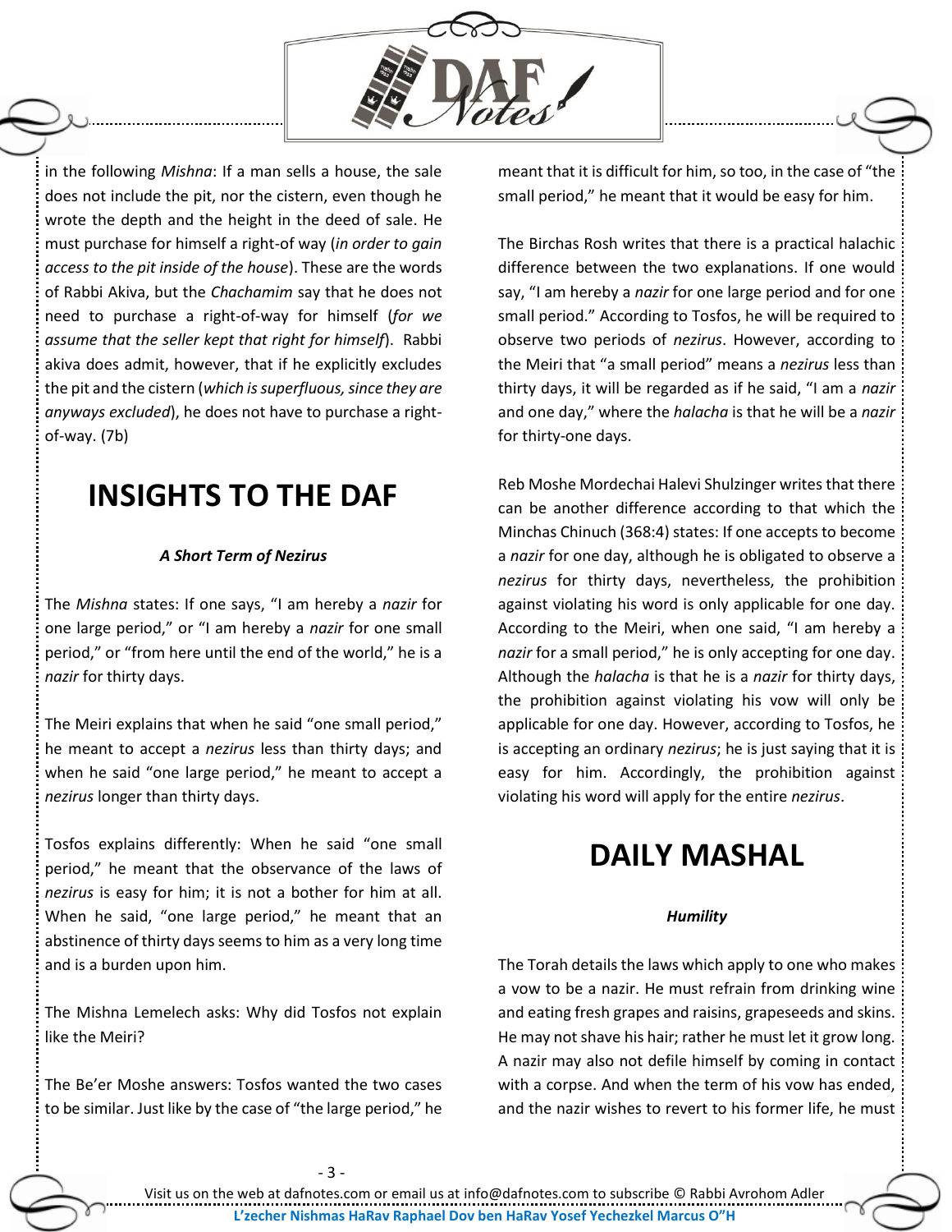in the following *Mishna*: If a man sells a house, the sale does not include the pit, nor the cistern, even though he wrote the depth and the height in the deed of sale. He must purchase for himself a right-of way (*in order to gain access to the pit inside of the house*). These are the words of Rabbi Akiva, but the *Chachamim* say that he does not need to purchase a right-of-way for himself (*for we assume that the seller kept that right for himself*). Rabbi akiva does admit, however, that if he explicitly excludes the pit and the cistern (*which is superfluous, since they are anyways excluded*), he does not have to purchase a right-of-way. (7b)

# INSIGHTS TO THE DAF

### *A Short Term of Nezirus*

The *Mishna* states: If one says, "I am hereby a *nazir* for one large period," or "I am hereby a *nazir* for one small period," or "from here until the end of the world," he is a *nazir* for thirty days.

The Meiri explains that when he said "one small period," he meant to accept a *nezirus* less than thirty days; and when he said "one large period," he meant to accept a *nezirus* longer than thirty days.

Tosfos explains differently: When he said "one small period," he meant that the observance of the laws of *nezirus* is easy for him; it is not a bother for him at all. When he said, "one large period," he meant that an abstinence of thirty days seems to him as a very long time and is a burden upon him.

The Mishna Lemelech asks: Why did Tosfos not explain like the Meiri?

The Be'er Moshe answers: Tosfos wanted the two cases to be similar. Just like by the case of "the large period," he meant that it is difficult for him, so too, in the case of "the small period," he meant that it would be easy for him.

The Birchas Rosh writes that there is a practical halachic difference between the two explanations. If one would say, "I am hereby a *nazir* for one large period and for one small period." According to Tosfos, he will be required to observe two periods of *nezirus*. However, according to the Meiri that "a small period" means a *nezirus* less than thirty days, it will be regarded as if he said, "I am a *nazir* and one day," where the *halacha* is that he will be a *nazir* for thirty-one days.

Reb Moshe Mordechai Halevi Shulzinger writes that there can be another difference according to that which the Minchas Chinuch (368:4) states: If one accepts to become a *nazir* for one day, although he is obligated to observe a *nezirus* for thirty days, nevertheless, the prohibition against violating his word is only applicable for one day. According to the Meiri, when one said, "I am hereby a *nazir* for a small period," he is only accepting for one day. Although the *halacha* is that he is a *nazir* for thirty days, the prohibition against violating his vow will only be applicable for one day. However, according to Tosfos, he is accepting an ordinary *nezirus*; he is just saying that it is easy for him. Accordingly, the prohibition against violating his word will apply for the entire *nezirus*.

# DAILY MASHAL

### *Humility*

The Torah details the laws which apply to one who makes a vow to be a nazir. He must refrain from drinking wine and eating fresh grapes and raisins, grapeseeds and skins. He may not shave his hair; rather he must let it grow long. A nazir may also not defile himself by coming in contact with a corpse. And when the term of his vow has ended, and the nazir wishes to revert to his former life, he must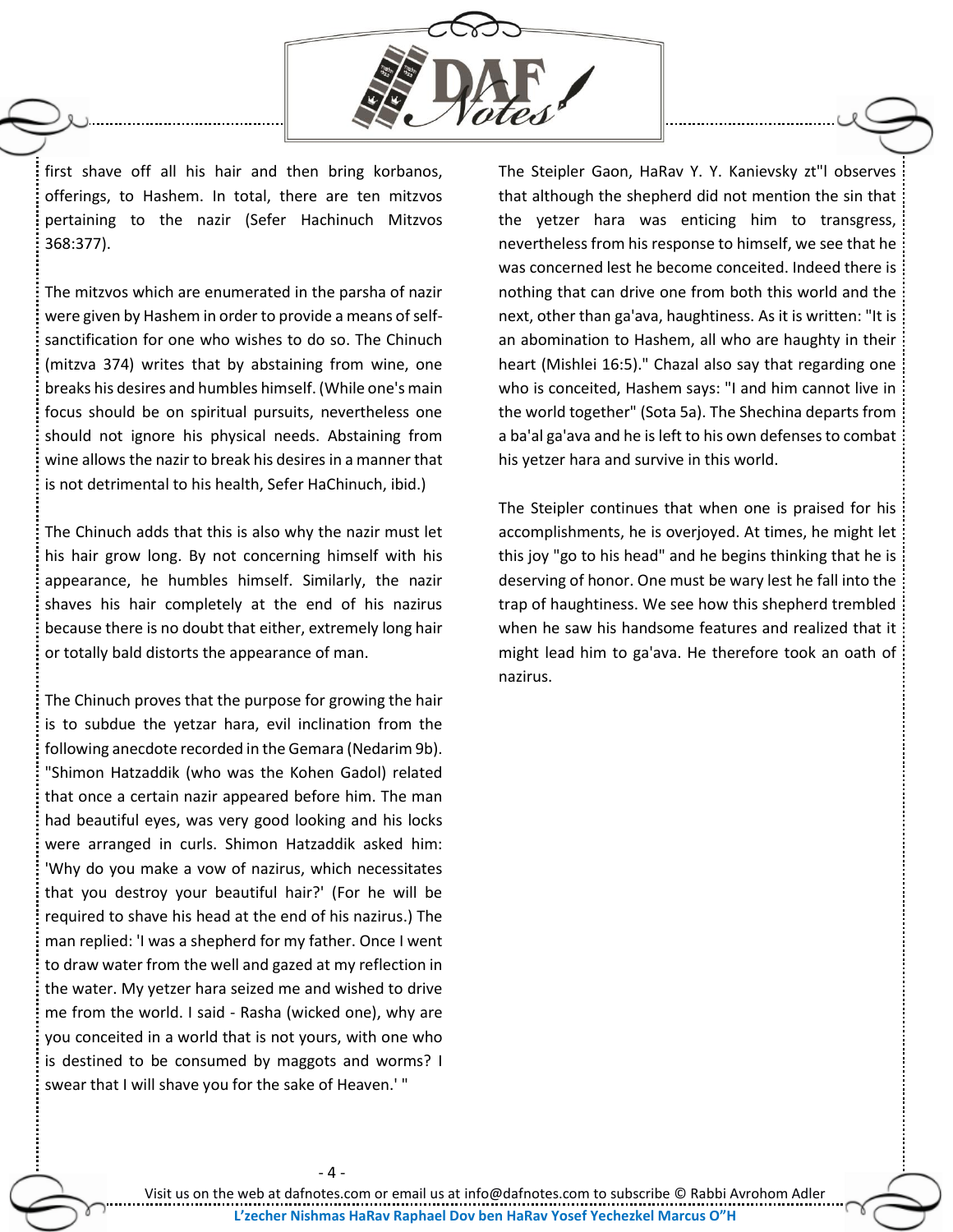first shave off all his hair and then bring korbanos, offerings, to Hashem. In total, there are ten mitzvos pertaining to the nazir (Sefer Hachinuch Mitzvos 368:377).

The mitzvos which are enumerated in the parsha of nazir were given by Hashem in order to provide a means of self-sanctification for one who wishes to do so. The Chinuch (mitzva 374) writes that by abstaining from wine, one breaks his desires and humbles himself. (While one's main focus should be on spiritual pursuits, nevertheless one should not ignore his physical needs. Abstaining from wine allows the nazir to break his desires in a manner that is not detrimental to his health, Sefer HaChinuch, ibid.)

The Chinuch adds that this is also why the nazir must let his hair grow long. By not concerning himself with his appearance, he humbles himself. Similarly, the nazir shaves his hair completely at the end of his nazirus because there is no doubt that either, extremely long hair or totally bald distorts the appearance of man.

The Chinuch proves that the purpose for growing the hair is to subdue the yetzar hara, evil inclination from the following anecdote recorded in the Gemara (Nedarim 9b). "Shimon Hatzaddik (who was the Kohen Gadol) related that once a certain nazir appeared before him. The man had beautiful eyes, was very good looking and his locks were arranged in curls. Shimon Hatzaddik asked him: 'Why do you make a vow of nazirus, which necessitates that you destroy your beautiful hair?' (For he will be required to shave his head at the end of his nazirus.) The man replied: 'I was a shepherd for my father. Once I went to draw water from the well and gazed at my reflection in the water. My yetzer hara seized me and wished to drive me from the world. I said - Rasha (wicked one), why are you conceited in a world that is not yours, with one who is destined to be consumed by maggots and worms? I swear that I will shave you for the sake of Heaven.' "

The Steipler Gaon, HaRav Y. Y. Kanievsky zt"l observes that although the shepherd did not mention the sin that the yetzer hara was enticing him to transgress, nevertheless from his response to himself, we see that he was concerned lest he become conceited. Indeed there is nothing that can drive one from both this world and the next, other than ga'ava, haughtiness. As it is written: "It is an abomination to Hashem, all who are haughty in their heart (Mishlei 16:5)." Chazal also say that regarding one who is conceited, Hashem says: "I and him cannot live in the world together" (Sota 5a). The Shechina departs from a ba'al ga'ava and he is left to his own defenses to combat his yetzer hara and survive in this world.

The Steipler continues that when one is praised for his accomplishments, he is overjoyed. At times, he might let this joy "go to his head" and he begins thinking that he is deserving of honor. One must be wary lest he fall into the trap of haughtiness. We see how this shepherd trembled when he saw his handsome features and realized that it might lead him to ga'ava. He therefore took an oath of nazirus.